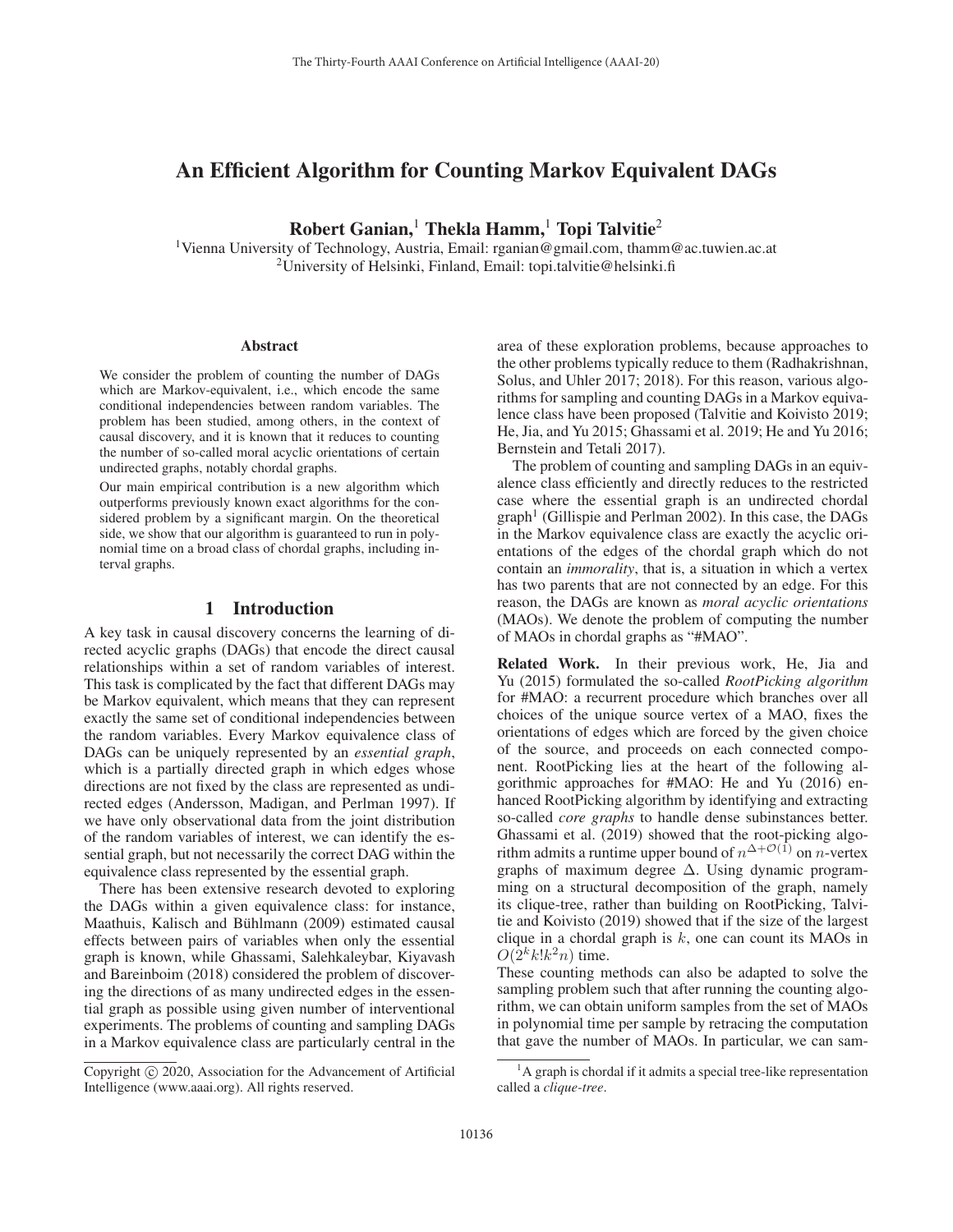# An Efficient Algorithm for Counting Markov Equivalent DAGs

**Robert Ganian,[1] Thekla Hamm,[1] Topi Talvitie[2]**

[1]Vienna University of Technology, Austria, Email: rganian@gmail.com, thamm@ac.tuwien.ac.at
[2]University of Helsinki, Finland, Email: topi.talvitie@helsinki.fi

## Abstract

We consider the problem of counting the number of DAGs which are Markov-equivalent, i.e., which encode the same conditional independencies between random variables. The problem has been studied, among others, in the context of causal discovery, and it is known that it reduces to counting the number of so-called moral acyclic orientations of certain undirected graphs, notably chordal graphs.

Our main empirical contribution is a new algorithm which outperforms previously known exact algorithms for the considered problem by a significant margin. On the theoretical side, we show that our algorithm is guaranteed to run in polynomial time on a broad class of chordal graphs, including interval graphs.

## 1 Introduction

A key task in causal discovery concerns the learning of directed acyclic graphs (DAGs) that encode the direct causal relationships within a set of random variables of interest. This task is complicated by the fact that different DAGs may be Markov equivalent, which means that they can represent exactly the same set of conditional independencies between the random variables. Every Markov equivalence class of DAGs can be uniquely represented by an *essential graph*, which is a partially directed graph in which edges whose directions are not fixed by the class are represented as undirected edges (Andersson, Madigan, and Perlman 1997). If we have only observational data from the joint distribution of the random variables of interest, we can identify the essential graph, but not necessarily the correct DAG within the equivalence class represented by the essential graph.

There has been extensive research devoted to exploring the DAGs within a given equivalence class: for instance, Maathuis, Kalisch and Bühlmann (2009) estimated causal effects between pairs of variables when only the essential graph is known, while Ghassami, Salehkaleybar, Kiyavash and Bareinboim (2018) considered the problem of discovering the directions of as many undirected edges in the essential graph as possible using given number of interventional experiments. The problems of counting and sampling DAGs in a Markov equivalence class are particularly central in the area of these exploration problems, because approaches to the other problems typically reduce to them (Radhakrishnan, Solus, and Uhler 2017; 2018). For this reason, various algorithms for sampling and counting DAGs in a Markov equivalence class have been proposed (Talvitie and Koivisto 2019; He, Jia, and Yu 2015; Ghassami et al. 2019; He and Yu 2016; Bernstein and Tetali 2017).

The problem of counting and sampling DAGs in an equivalence class efficiently and directly reduces to the restricted case where the essential graph is an undirected chordal graph[1] (Gillispie and Perlman 2002). In this case, the DAGs in the Markov equivalence class are exactly the acyclic orientations of the edges of the chordal graph which do not contain an *immorality*, that is, a situation in which a vertex has two parents that are not connected by an edge. For this reason, the DAGs are known as *moral acyclic orientations* (MAOs). We denote the problem of computing the number of MAOs in chordal graphs as "#MAO".

**Related Work.** In their previous work, He, Jia and Yu (2015) formulated the so-called *RootPicking algorithm* for #MAO: a recurrent procedure which branches over all choices of the unique source vertex of a MAO, fixes the orientations of edges which are forced by the given choice of the source, and proceeds on each connected component. RootPicking lies at the heart of the following algorithmic approaches for #MAO: He and Yu (2016) enhanced RootPicking algorithm by identifying and extracting so-called *core graphs* to handle dense subinstances better. Ghassami et al. (2019) showed that the root-picking algorithm admits a runtime upper bound of $n^{\Delta+\mathcal{O}(1)}$ on $n$-vertex graphs of maximum degree $\Delta$. Using dynamic programming on a structural decomposition of the graph, namely its clique-tree, rather than building on RootPicking, Talvitie and Koivisto (2019) showed that if the size of the largest clique in a chordal graph is $k$, one can count its MAOs in $O(2^k k! k^2 n)$ time.

These counting methods can also be adapted to solve the sampling problem such that after running the counting algorithm, we can obtain uniform samples from the set of MAOs in polynomial time per sample by retracing the computation that gave the number of MAOs. In particular, we can sam-

[1]A graph is chordal if it admits a special tree-like representation called a *clique-tree*.

Copyright © 2020, Association for the Advancement of Artificial Intelligence (www.aaai.org). All rights reserved.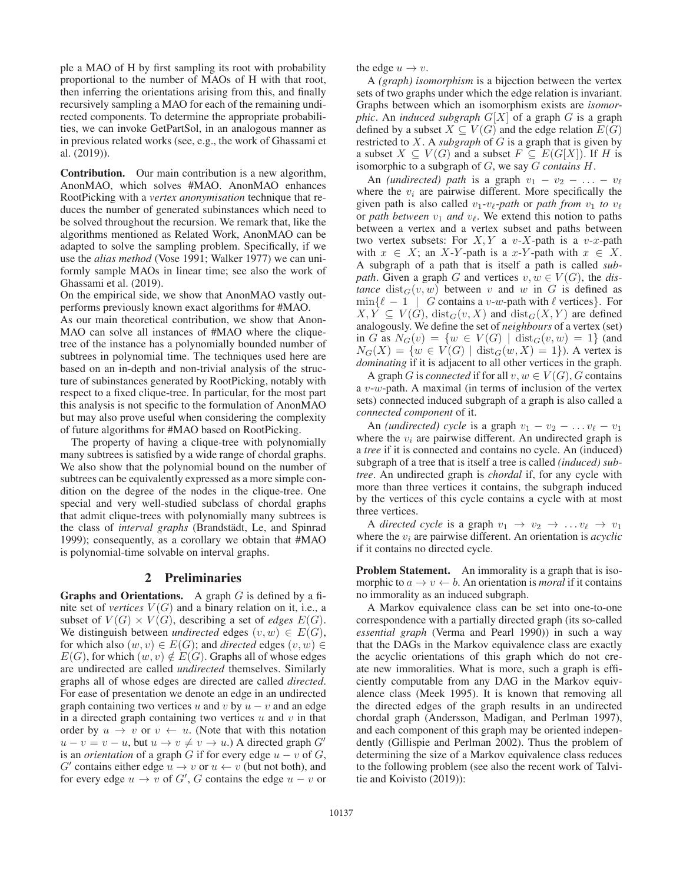ple a MAO of H by first sampling its root with probability proportional to the number of MAOs of H with that root, then inferring the orientations arising from this, and finally recursively sampling a MAO for each of the remaining undirected components. To determine the appropriate probabilities, we can invoke GetPartSol, in an analogous manner as in previous related works (see, e.g., the work of Ghassami et al. (2019)).

**Contribution.** Our main contribution is a new algorithm, AnonMAO, which solves #MAO. AnonMAO enhances RootPicking with a *vertex anonymisation* technique that reduces the number of generated subinstances which need to be solved throughout the recursion. We remark that, like the algorithms mentioned as Related Work, AnonMAO can be adapted to solve the sampling problem. Specifically, if we use the *alias method* (Vose 1991; Walker 1977) we can uniformly sample MAOs in linear time; see also the work of Ghassami et al. (2019).

On the empirical side, we show that AnonMAO vastly outperforms previously known exact algorithms for #MAO.

As our main theoretical contribution, we show that AnonMAO can solve all instances of #MAO where the clique-tree of the instance has a polynomially bounded number of subtrees in polynomial time. The techniques used here are based on an in-depth and non-trivial analysis of the structure of subinstances generated by RootPicking, notably with respect to a fixed clique-tree. In particular, for the most part this analysis is not specific to the formulation of AnonMAO but may also prove useful when considering the complexity of future algorithms for #MAO based on RootPicking.

The property of having a clique-tree with polynomially many subtrees is satisfied by a wide range of chordal graphs. We also show that the polynomial bound on the number of subtrees can be equivalently expressed as a more simple condition on the degree of the nodes in the clique-tree. One special and very well-studied subclass of chordal graphs that admit clique-trees with polynomially many subtrees is the class of *interval graphs* (Brandstädt, Le, and Spinrad 1999); consequently, as a corollary we obtain that #MAO is polynomial-time solvable on interval graphs.

## 2 Preliminaries

**Graphs and Orientations.** A graph $G$ is defined by a finite set of *vertices* $V(G)$ and a binary relation on it, i.e., a subset of $V(G) \times V(G)$, describing a set of *edges* $E(G)$. We distinguish between *undirected* edges $(v, w) \in E(G)$, for which also $(w, v) \in E(G)$; and *directed* edges $(v, w) \in E(G)$, for which $(w, v) \notin E(G)$. Graphs all of whose edges are undirected are called *undirected* themselves. Similarly graphs all of whose edges are directed are called *directed*. For ease of presentation we denote an edge in an undirected graph containing two vertices $u$ and $v$ by $u - v$ and an edge in a directed graph containing two vertices $u$ and $v$ in that order by $u \to v$ or $v \leftarrow u$. (Note that with this notation $u - v = v - u$, but $u \to v \neq v \to u$.) A directed graph $G'$ is an *orientation* of a graph $G$ if for every edge $u - v$ of $G$, $G'$ contains either edge $u \to v$ or $u \leftarrow v$ (but not both), and for every edge $u \to v$ of $G'$, $G$ contains the edge $u - v$ or the edge $u \to v$.

A *(graph) isomorphism* is a bijection between the vertex sets of two graphs under which the edge relation is invariant. Graphs between which an isomorphism exists are *isomorphic*. An *induced subgraph* $G[X]$ of a graph $G$ is a graph defined by a subset $X \subseteq V(G)$ and the edge relation $E(G)$ restricted to $X$. A *subgraph* of $G$ is a graph that is given by a subset $X \subseteq V(G)$ and a subset $F \subseteq E(G[X])$. If $H$ is isomorphic to a subgraph of $G$, we say $G$ *contains* $H$.

An *(undirected) path* is a graph $v_1 - v_2 - \ldots - v_\ell$ where the $v_i$ are pairwise different. More specifically the given path is also called $v_1$-$v_\ell$-*path* or *path from* $v_1$ *to* $v_\ell$ or *path between* $v_1$ *and* $v_\ell$. We extend this notion to paths between a vertex and a vertex subset and paths between two vertex subsets: For $X, Y$ a $v$-$X$-path is a $v$-$x$-path with $x \in X$; an $X$-$Y$-path is a $x$-$Y$-path with $x \in X$. A subgraph of a path that is itself a path is called *subpath*. Given a graph $G$ and vertices $v, w \in V(G)$, the *distance* $\text{dist}_G(v, w)$ between $v$ and $w$ in $G$ is defined as $\min\{\ell - 1 \mid G \text{ contains a } v\text{-}w\text{-path with } \ell \text{ vertices}\}$. For $X, Y \subseteq V(G)$, $\text{dist}_G(v, X)$ and $\text{dist}_G(X, Y)$ are defined analogously. We define the set of *neighbours* of a vertex (set) in $G$ as $N_G(v) = \{w \in V(G) \mid \text{dist}_G(v, w) = 1\}$ (and $N_G(X) = \{w \in V(G) \mid \text{dist}_G(w, X) = 1\}$). A vertex is *dominating* if it is adjacent to all other vertices in the graph.

A graph $G$ is *connected* if for all $v, w \in V(G)$, $G$ contains a $v$-$w$-path. A maximal (in terms of inclusion of the vertex sets) connected induced subgraph of a graph is also called a *connected component* of it.

An *(undirected) cycle* is a graph $v_1 - v_2 - \ldots v_\ell - v_1$ where the $v_i$ are pairwise different. An undirected graph is a *tree* if it is connected and contains no cycle. An (induced) subgraph of a tree that is itself a tree is called *(induced) subtree*. An undirected graph is *chordal* if, for any cycle with more than three vertices it contains, the subgraph induced by the vertices of this cycle contains a cycle with at most three vertices.

A *directed cycle* is a graph $v_1 \to v_2 \to \ldots v_\ell \to v_1$ where the $v_i$ are pairwise different. An orientation is *acyclic* if it contains no directed cycle.

**Problem Statement.** An immorality is a graph that is isomorphic to $a \to v \leftarrow b$. An orientation is *moral* if it contains no immorality as an induced subgraph.

A Markov equivalence class can be set into one-to-one correspondence with a partially directed graph (its so-called *essential graph* (Verma and Pearl 1990)) in such a way that the DAGs in the Markov equivalence class are exactly the acyclic orientations of this graph which do not create new immoralities. What is more, such a graph is efficiently computable from any DAG in the Markov equivalence class (Meek 1995). It is known that removing all the directed edges of the graph results in an undirected chordal graph (Andersson, Madigan, and Perlman 1997), and each component of this graph may be oriented independently (Gillispie and Perlman 2002). Thus the problem of determining the size of a Markov equivalence class reduces to the following problem (see also the recent work of Talvitie and Koivisto (2019)):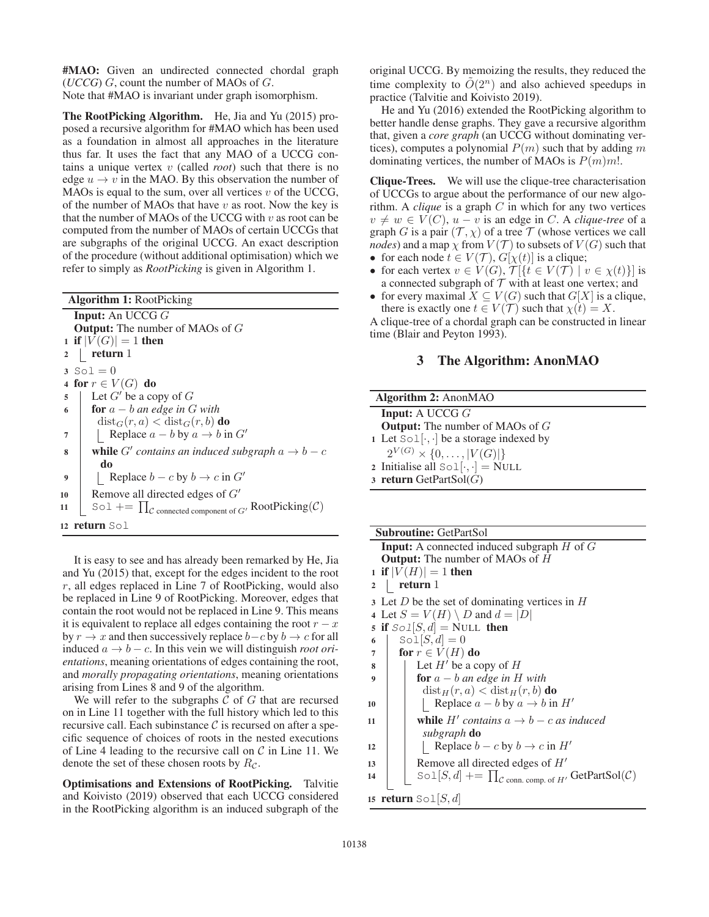**#MAO:** Given an undirected connected chordal graph (*UCCG*) $G$, count the number of MAOs of $G$.
Note that #MAO is invariant under graph isomorphism.

**The RootPicking Algorithm.** He, Jia and Yu (2015) proposed a recursive algorithm for #MAO which has been used as a foundation in almost all approaches in the literature thus far. It uses the fact that any MAO of a UCCG contains a unique vertex $v$ (called *root*) such that there is no edge $u \to v$ in the MAO. By this observation the number of MAOs is equal to the sum, over all vertices $v$ of the UCCG, of the number of MAOs that have $v$ as root. Now the key is that the number of MAOs of the UCCG with $v$ as root can be computed from the number of MAOs of certain UCCGs that are subgraphs of the original UCCG. An exact description of the procedure (without additional optimisation) which we refer to simply as *RootPicking* is given in Algorithm 1.

**Algorithm 1:** RootPicking

```
Input: An UCCG G
Output: The number of MAOs of G
1  if |V(G)| = 1 then
2      return 1
3  Sol = 0
4  for r ∈ V(G) do
5      Let G' be a copy of G
6      for a − b an edge in G with dist_G(r, a) < dist_G(r, b) do
7          Replace a − b by a → b in G'
8      while G' contains an induced subgraph a → b − c do
9          Replace b − c by b → c in G'
10     Remove all directed edges of G'
11     Sol += ∏_{C connected component of G'} RootPicking(C)
12 return Sol
```

It is easy to see and has already been remarked by He, Jia and Yu (2015) that, except for the edges incident to the root $r$, all edges replaced in Line 7 of RootPicking, would also be replaced in Line 9 of RootPicking. Moreover, edges that contain the root would not be replaced in Line 9. This means it is equivalent to replace all edges containing the root $r - x$ by $r \to x$ and then successively replace $b - c$ by $b \to c$ for all induced $a \to b - c$. In this vein we will distinguish *root orientations*, meaning orientations of edges containing the root, and *morally propagating orientations*, meaning orientations arising from Lines 8 and 9 of the algorithm.

We will refer to the subgraphs $\mathcal{C}$ of $G$ that are recursed on in Line 11 together with the full history which led to this recursive call. Each subinstance $\mathcal{C}$ is recursed on after a specific sequence of choices of roots in the nested executions of Line 4 leading to the recursive call on $\mathcal{C}$ in Line 11. We denote the set of these chosen roots by $R_{\mathcal{C}}$.

**Optimisations and Extensions of RootPicking.** Talvitie and Koivisto (2019) observed that each UCCG considered in the RootPicking algorithm is an induced subgraph of the original UCCG. By memoizing the results, they reduced the time complexity to $\tilde{O}(2^n)$ and also achieved speedups in practice (Talvitie and Koivisto 2019).

He and Yu (2016) extended the RootPicking algorithm to better handle dense graphs. They gave a recursive algorithm that, given a *core graph* (an UCCG without dominating vertices), computes a polynomial $P(m)$ such that by adding $m$ dominating vertices, the number of MAOs is $P(m)m!$.

**Clique-Trees.** We will use the clique-tree characterisation of UCCGs to argue about the performance of our new algorithm. A *clique* is a graph $C$ in which for any two vertices $v \neq w \in V(C)$, $u - v$ is an edge in $C$. A *clique-tree* of a graph $G$ is a pair $(\mathcal{T}, \chi)$ of a tree $\mathcal{T}$ (whose vertices we call *nodes*) and a map $\chi$ from $V(\mathcal{T})$ to subsets of $V(G)$ such that

- for each node $t \in V(\mathcal{T})$, $G[\chi(t)]$ is a clique;
- for each vertex $v \in V(G)$, $\mathcal{T}[\{t \in V(\mathcal{T}) \mid v \in \chi(t)\}]$ is a connected subgraph of $\mathcal{T}$ with at least one vertex; and
- for every maximal $X \subseteq V(G)$ such that $G[X]$ is a clique, there is exactly one $t \in V(\mathcal{T})$ such that $\chi(t) = X$.

A clique-tree of a chordal graph can be constructed in linear time (Blair and Peyton 1993).

## 3 The Algorithm: AnonMAO

**Algorithm 2:** AnonMAO

```
Input: A UCCG G
Output: The number of MAOs of G
1  Let Sol[·,·] be a storage indexed by 2^{V(G)} × {0, ..., |V(G)|}
2  Initialise all Sol[·,·] = NULL
3  return GetPartSol(G)
```

**Subroutine:** GetPartSol

```
Input: A connected induced subgraph H of G
Output: The number of MAOs of H
1  if |V(H)| = 1 then
2      return 1
3  Let D be the set of dominating vertices in H
4  Let S = V(H) \ D and d = |D|
5  if Sol[S, d] = NULL then
6      Sol[S, d] = 0
7      for r ∈ V(H) do
8          Let H' be a copy of H
9          for a − b an edge in H with dist_H(r, a) < dist_H(r, b) do
10             Replace a − b by a → b in H'
11         while H' contains a → b − c as induced subgraph do
12             Replace b − c by b → c in H'
13         Remove all directed edges of H'
14         Sol[S, d] += ∏_{C conn. comp. of H'} GetPartSol(C)
15 return Sol[S, d]
```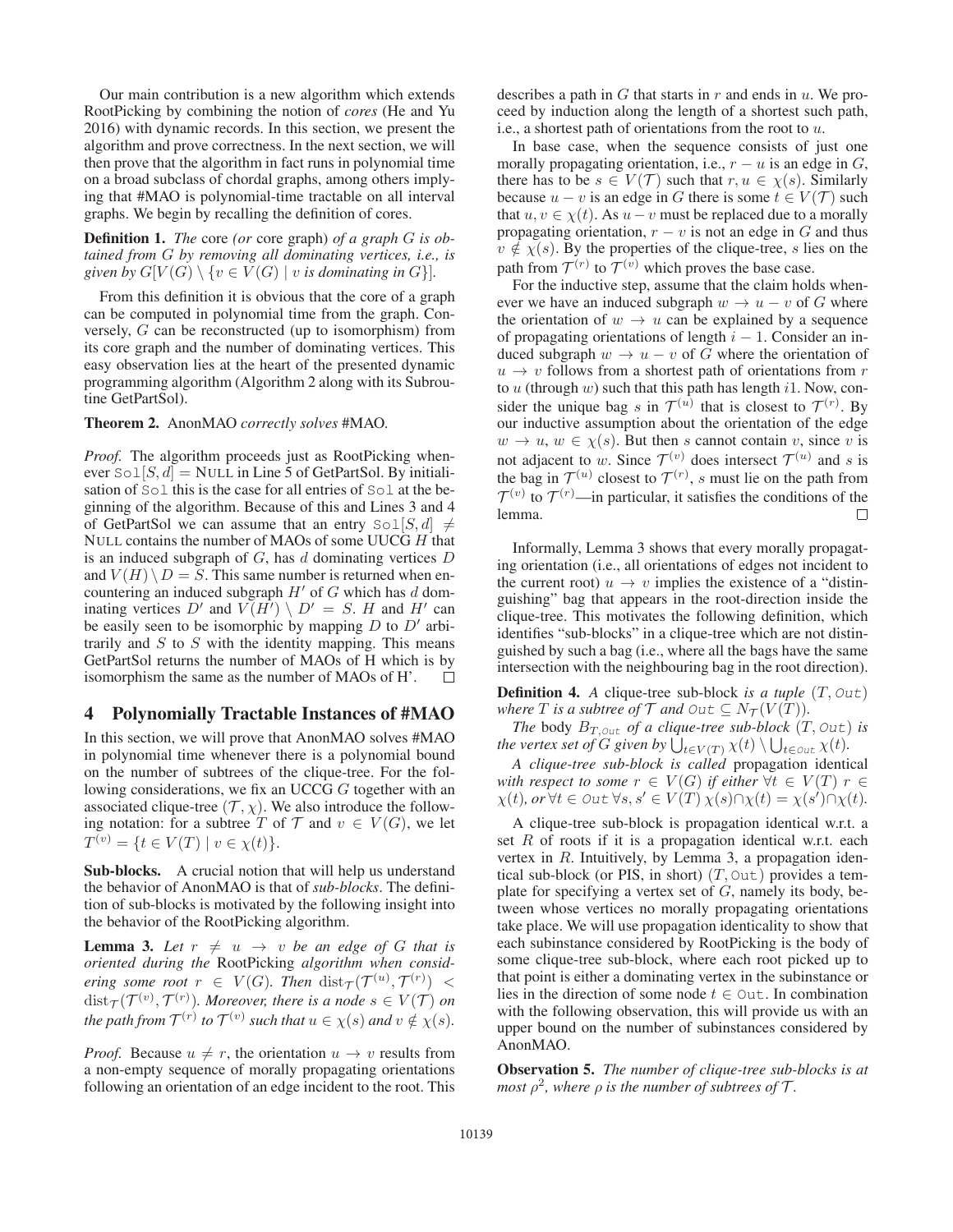Our main contribution is a new algorithm which extends RootPicking by combining the notion of *cores* (He and Yu 2016) with dynamic records. In this section, we present the algorithm and prove correctness. In the next section, we will then prove that the algorithm in fact runs in polynomial time on a broad subclass of chordal graphs, among others implying that #MAO is polynomial-time tractable on all interval graphs. We begin by recalling the definition of cores.

**Definition 1.** *The* core *(or* core graph*) of a graph $G$ is obtained from $G$ by removing all dominating vertices, i.e., is given by $G[V(G) \setminus \{v \in V(G) \mid v$ is dominating in $G\}]$.*

From this definition it is obvious that the core of a graph can be computed in polynomial time from the graph. Conversely, $G$ can be reconstructed (up to isomorphism) from its core graph and the number of dominating vertices. This easy observation lies at the heart of the presented dynamic programming algorithm (Algorithm 2 along with its Subroutine GetPartSol).

**Theorem 2.** AnonMAO *correctly solves* #MAO.

*Proof.* The algorithm proceeds just as RootPicking whenever $\texttt{Sol}[S, d] = \text{NULL}$ in Line 5 of GetPartSol. By initialisation of Sol this is the case for all entries of Sol at the beginning of the algorithm. Because of this and Lines 3 and 4 of GetPartSol we can assume that an entry $\texttt{Sol}[S, d] \neq \text{NULL}$ contains the number of MAOs of some UUCG $H$ that is an induced subgraph of $G$, has $d$ dominating vertices $D$ and $V(H) \setminus D = S$. This same number is returned when encountering an induced subgraph $H'$ of $G$ which has $d$ dominating vertices $D'$ and $V(H') \setminus D' = S$. $H$ and $H'$ can be easily seen to be isomorphic by mapping $D$ to $D'$ arbitrarily and $S$ to $S$ with the identity mapping. This means GetPartSol returns the number of MAOs of H which is by isomorphism the same as the number of MAOs of H'. ∎

## 4 Polynomially Tractable Instances of #MAO

In this section, we will prove that AnonMAO solves #MAO in polynomial time whenever there is a polynomial bound on the number of subtrees of the clique-tree. For the following considerations, we fix an UCCG $G$ together with an associated clique-tree $(\mathcal{T}, \chi)$. We also introduce the following notation: for a subtree $T$ of $\mathcal{T}$ and $v \in V(G)$, we let $T^{(v)} = \{t \in V(T) \mid v \in \chi(t)\}$.

**Sub-blocks.** A crucial notion that will help us understand the behavior of AnonMAO is that of *sub-blocks*. The definition of sub-blocks is motivated by the following insight into the behavior of the RootPicking algorithm.

**Lemma 3.** *Let $r \neq u \to v$ be an edge of $G$ that is oriented during the* RootPicking *algorithm when considering some root $r \in V(G)$. Then $\text{dist}_{\mathcal{T}}(\mathcal{T}^{(u)}, \mathcal{T}^{(r)}) < \text{dist}_{\mathcal{T}}(\mathcal{T}^{(v)}, \mathcal{T}^{(r)})$. Moreover, there is a node $s \in V(\mathcal{T})$ on the path from $\mathcal{T}^{(r)}$ to $\mathcal{T}^{(v)}$ such that $u \in \chi(s)$ and $v \notin \chi(s)$.*

*Proof.* Because $u \neq r$, the orientation $u \to v$ results from a non-empty sequence of morally propagating orientations following an orientation of an edge incident to the root. This describes a path in $G$ that starts in $r$ and ends in $u$. We proceed by induction along the length of a shortest such path, i.e., a shortest path of orientations from the root to $u$.

In base case, when the sequence consists of just one morally propagating orientation, i.e., $r - u$ is an edge in $G$, there has to be $s \in V(\mathcal{T})$ such that $r, u \in \chi(s)$. Similarly because $u - v$ is an edge in $G$ there is some $t \in V(\mathcal{T})$ such that $u, v \in \chi(t)$. As $u - v$ must be replaced due to a morally propagating orientation, $r - v$ is not an edge in $G$ and thus $v \notin \chi(s)$. By the properties of the clique-tree, $s$ lies on the path from $\mathcal{T}^{(r)}$ to $\mathcal{T}^{(v)}$ which proves the base case.

For the inductive step, assume that the claim holds whenever we have an induced subgraph $w \to u - v$ of $G$ where the orientation of $w \to u$ can be explained by a sequence of propagating orientations of length $i - 1$. Consider an induced subgraph $w \to u - v$ of $G$ where the orientation of $u \to v$ follows from a shortest path of orientations from $r$ to $u$ (through $w$) such that this path has length $i1$. Now, consider the unique bag $s$ in $\mathcal{T}^{(u)}$ that is closest to $\mathcal{T}^{(r)}$. By our inductive assumption about the orientation of the edge $w \to u$, $w \in \chi(s)$. But then $s$ cannot contain $v$, since $v$ is not adjacent to $w$. Since $\mathcal{T}^{(v)}$ does intersect $\mathcal{T}^{(u)}$ and $s$ is the bag in $\mathcal{T}^{(u)}$ closest to $\mathcal{T}^{(r)}$, $s$ must lie on the path from $\mathcal{T}^{(v)}$ to $\mathcal{T}^{(r)}$—in particular, it satisfies the conditions of the lemma. ∎

Informally, Lemma 3 shows that every morally propagating orientation (i.e., all orientations of edges not incident to the current root) $u \to v$ implies the existence of a "distinguishing" bag that appears in the root-direction inside the clique-tree. This motivates the following definition, which identifies "sub-blocks" in a clique-tree which are not distinguished by such a bag (i.e., where all the bags have the same intersection with the neighbouring bag in the root direction).

**Definition 4.** *A* clique-tree sub-block *is a tuple $(T, \texttt{Out})$ where $T$ is a subtree of $\mathcal{T}$ and $\texttt{Out} \subseteq N_{\mathcal{T}}(V(T))$.*

*The* body *$B_{T,\texttt{Out}}$ of a clique-tree sub-block $(T, \texttt{Out})$ is the vertex set of $G$ given by $\bigcup_{t \in V(T)} \chi(t) \setminus \bigcup_{t \in \texttt{Out}} \chi(t)$.*

*A clique-tree sub-block is called* propagation identical *with respect to some $r \in V(G)$ if either $\forall t \in V(T)\ r \in \chi(t)$, or $\forall t \in \texttt{Out}\ \forall s, s' \in V(T)\ \chi(s) \cap \chi(t) = \chi(s') \cap \chi(t)$.*

A clique-tree sub-block is propagation identical w.r.t. a set $R$ of roots if it is a propagation identical w.r.t. each vertex in $R$. Intuitively, by Lemma 3, a propagation identical sub-block (or PIS, in short) $(T, \texttt{Out})$ provides a template for specifying a vertex set of $G$, namely its body, between whose vertices no morally propagating orientations take place. We will use propagation identicality to show that each subinstance considered by RootPicking is the body of some clique-tree sub-block, where each root picked up to that point is either a dominating vertex in the subinstance or lies in the direction of some node $t \in \texttt{Out}$. In combination with the following observation, this will provide us with an upper bound on the number of subinstances considered by AnonMAO.

**Observation 5.** *The number of clique-tree sub-blocks is at most $\rho^2$, where $\rho$ is the number of subtrees of $\mathcal{T}$.*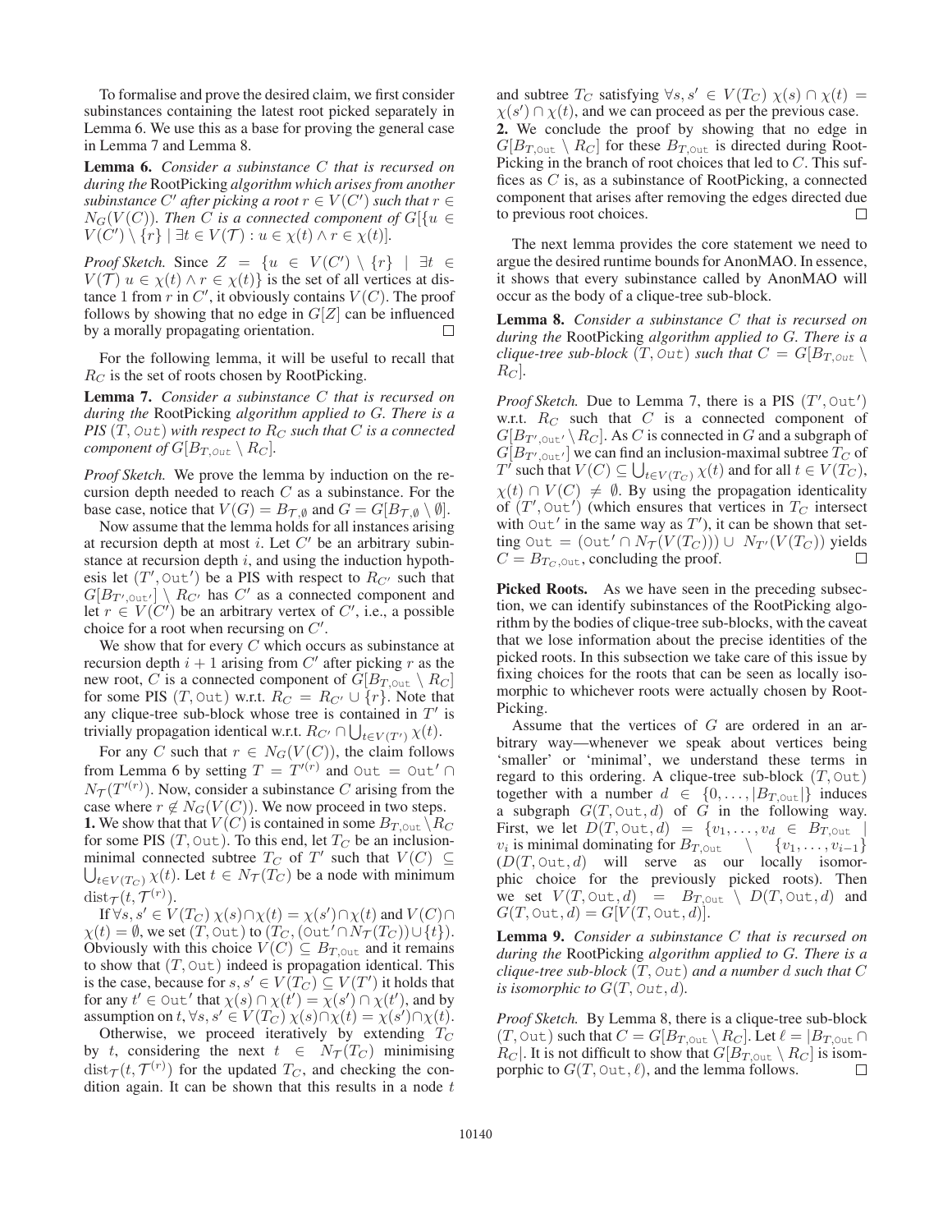To formalise and prove the desired claim, we first consider subinstances containing the latest root picked separately in Lemma 6. We use this as a base for proving the general case in Lemma 7 and Lemma 8.

**Lemma 6.** *Consider a subinstance $C$ that is recursed on during the* RootPicking *algorithm which arises from another subinstance $C'$ after picking a root $r \in V(C')$ such that $r \in N_G(V(C))$. Then $C$ is a connected component of $G[\{u \in V(C') \setminus \{r\} \mid \exists t \in V(\mathcal{T}) : u \in \chi(t) \wedge r \in \chi(t)]$.*

*Proof Sketch.* Since $Z = \{u \in V(C') \setminus \{r\} \mid \exists t \in V(\mathcal{T})\ u \in \chi(t) \wedge r \in \chi(t)\}$ is the set of all vertices at distance 1 from $r$ in $C'$, it obviously contains $V(C)$. The proof follows by showing that no edge in $G[Z]$ can be influenced by a morally propagating orientation. ☐

For the following lemma, it will be useful to recall that $R_C$ is the set of roots chosen by RootPicking.

**Lemma 7.** *Consider a subinstance $C$ that is recursed on during the* RootPicking *algorithm applied to $G$. There is a PIS $(T, \texttt{Out})$ with respect to $R_C$ such that $C$ is a connected component of $G[B_{T,\texttt{Out}} \setminus R_C]$.*

*Proof Sketch.* We prove the lemma by induction on the recursion depth needed to reach $C$ as a subinstance. For the base case, notice that $V(G) = B_{\mathcal{T},\emptyset}$ and $G = G[B_{\mathcal{T},\emptyset} \setminus \emptyset]$.

Now assume that the lemma holds for all instances arising at recursion depth at most $i$. Let $C'$ be an arbitrary subinstance at recursion depth $i$, and using the induction hypothesis let $(T', \texttt{Out}')$ be a PIS with respect to $R_{C'}$ such that $G[B_{T',\texttt{Out}'}] \setminus R_{C'}$ has $C'$ as a connected component and let $r \in V(C')$ be an arbitrary vertex of $C'$, i.e., a possible choice for a root when recursing on $C'$.

We show that for every $C$ which occurs as subinstance at recursion depth $i+1$ arising from $C'$ after picking $r$ as the new root, $C$ is a connected component of $G[B_{T,\texttt{Out}} \setminus R_C]$ for some PIS $(T, \texttt{Out})$ w.r.t. $R_C = R_{C'} \cup \{r\}$. Note that any clique-tree sub-block whose tree is contained in $T'$ is trivially propagation identical w.r.t. $R_{C'} \cap \bigcup_{t \in V(T')} \chi(t)$.

For any $C$ such that $r \in N_G(V(C))$, the claim follows from Lemma 6 by setting $T = T'^{(r)}$ and $\texttt{Out} = \texttt{Out}' \cap N_{\mathcal{T}}(T'^{(r)})$. Now, consider a subinstance $C$ arising from the case where $r \notin N_G(V(C))$. We now proceed in two steps.
**1.** We show that that $V(C)$ is contained in some $B_{T,\texttt{Out}} \setminus R_C$ for some PIS $(T, \texttt{Out})$. To this end, let $T_C$ be an inclusion-minimal connected subtree $T_C$ of $T'$ such that $V(C) \subseteq \bigcup_{t \in V(T_C)} \chi(t)$. Let $t \in N_{\mathcal{T}}(T_C)$ be a node with minimum $\text{dist}_{\mathcal{T}}(t, \mathcal{T}^{(r)})$.

If $\forall s, s' \in V(T_C)\ \chi(s) \cap \chi(t) = \chi(s') \cap \chi(t)$ and $V(C) \cap \chi(t) = \emptyset$, we set $(T, \texttt{Out})$ to $(T_C, (\texttt{Out}' \cap N_{\mathcal{T}}(T_C)) \cup \{t\})$. Obviously with this choice $V(C) \subseteq B_{T,\texttt{Out}}$ and it remains to show that $(T, \texttt{Out})$ indeed is propagation identical. This is the case, because for $s, s' \in V(T_C) \subseteq V(T')$ it holds that for any $t' \in \texttt{Out}'$ that $\chi(s) \cap \chi(t') = \chi(s') \cap \chi(t')$, and by assumption on $t$, $\forall s, s' \in V(T_C)\ \chi(s) \cap \chi(t) = \chi(s') \cap \chi(t)$.

Otherwise, we proceed iteratively by extending $T_C$ by $t$, considering the next $t \in N_{\mathcal{T}}(T_C)$ minimising $\text{dist}_{\mathcal{T}}(t, \mathcal{T}^{(r)})$ for the updated $T_C$, and checking the condition again. It can be shown that this results in a node $t$ and subtree $T_C$ satisfying $\forall s, s' \in V(T_C)\ \chi(s) \cap \chi(t) = \chi(s') \cap \chi(t)$, and we can proceed as per the previous case.
**2.** We conclude the proof by showing that no edge in $G[B_{T,\texttt{Out}} \setminus R_C]$ for these $B_{T,\texttt{Out}}$ is directed during RootPicking in the branch of root choices that led to $C$. This suffices as $C$ is, as a subinstance of RootPicking, a connected component that arises after removing the edges directed due to previous root choices. ☐

The next lemma provides the core statement we need to argue the desired runtime bounds for AnonMAO. In essence, it shows that every subinstance called by AnonMAO will occur as the body of a clique-tree sub-block.

**Lemma 8.** *Consider a subinstance $C$ that is recursed on during the* RootPicking *algorithm applied to $G$. There is a clique-tree sub-block $(T, \texttt{Out})$ such that $C = G[B_{T,\texttt{Out}} \setminus R_C]$.*

*Proof Sketch.* Due to Lemma 7, there is a PIS $(T', \texttt{Out}')$ w.r.t. $R_C$ such that $C$ is a connected component of $G[B_{T',\texttt{Out}'} \setminus R_C]$. As $C$ is connected in $G$ and a subgraph of $G[B_{T',\texttt{Out}'}]$ we can find an inclusion-maximal subtree $T_C$ of $T'$ such that $V(C) \subseteq \bigcup_{t \in V(T_C)} \chi(t)$ and for all $t \in V(T_C)$, $\chi(t) \cap V(C) \neq \emptyset$. By using the propagation identicality of $(T', \texttt{Out}')$ (which ensures that vertices in $T_C$ intersect with $\texttt{Out}'$ in the same way as $T'$), it can be shown that setting $\texttt{Out} = (\texttt{Out}' \cap N_{\mathcal{T}}(V(T_C))) \cup N_{T'}(V(T_C))$ yields $C = B_{T_C,\texttt{Out}}$, concluding the proof. ☐

**Picked Roots.** As we have seen in the preceding subsection, we can identify subinstances of the RootPicking algorithm by the bodies of clique-tree sub-blocks, with the caveat that we lose information about the precise identities of the picked roots. In this subsection we take care of this issue by fixing choices for the roots that can be seen as locally isomorphic to whichever roots were actually chosen by RootPicking.

Assume that the vertices of $G$ are ordered in an arbitrary way—whenever we speak about vertices being 'smaller' or 'minimal', we understand these terms in regard to this ordering. A clique-tree sub-block $(T, \texttt{Out})$ together with a number $d \in \{0, \ldots, |B_{T,\texttt{Out}}|\}$ induces a subgraph $G(T, \texttt{Out}, d)$ of $G$ in the following way. First, we let $D(T, \texttt{Out}, d) = \{v_1, \ldots, v_d \in B_{T,\texttt{Out}} \mid v_i \text{ is minimal dominating for } B_{T,\texttt{Out}} \setminus \{v_1, \ldots, v_{i-1}\}$ ($D(T, \texttt{Out}, d)$ will serve as our locally isomorphic choice for the previously picked roots). Then we set $V(T, \texttt{Out}, d) = B_{T,\texttt{Out}} \setminus D(T, \texttt{Out}, d)$ and $G(T, \texttt{Out}, d) = G[V(T, \texttt{Out}, d)]$.

**Lemma 9.** *Consider a subinstance $C$ that is recursed on during the* RootPicking *algorithm applied to $G$. There is a clique-tree sub-block $(T, \texttt{Out})$ and a number $d$ such that $C$ is isomorphic to $G(T, \texttt{Out}, d)$.*

*Proof Sketch.* By Lemma 8, there is a clique-tree sub-block $(T, \texttt{Out})$ such that $C = G[B_{T,\texttt{Out}} \setminus R_C]$. Let $\ell = |B_{T,\texttt{Out}} \cap R_C|$. It is not difficult to show that $G[B_{T,\texttt{Out}} \setminus R_C]$ is isomporphic to $G(T, \texttt{Out}, \ell)$, and the lemma follows. ☐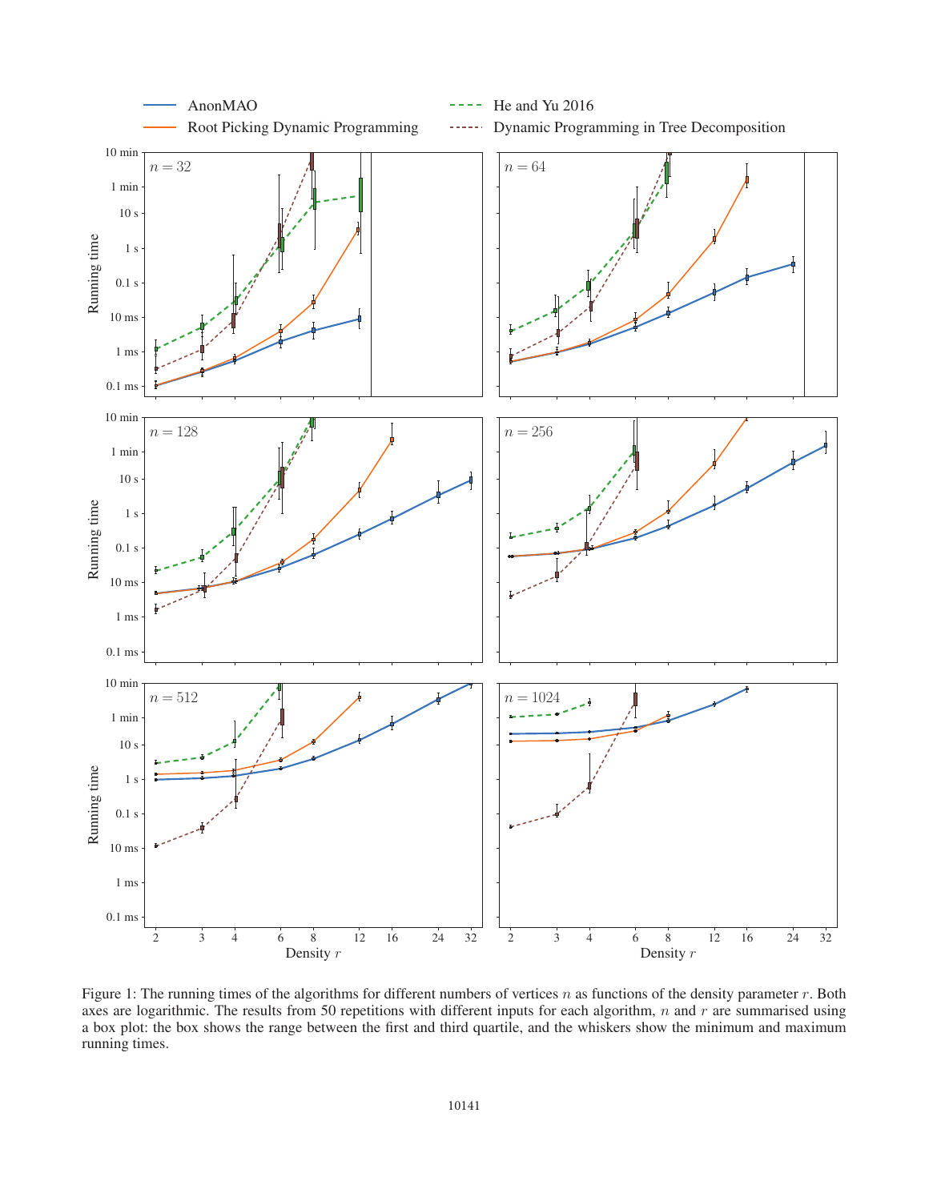Figure 1: The running times of the algorithms for different numbers of vertices $n$ as functions of the density parameter $r$. Both axes are logarithmic. The results from 50 repetitions with different inputs for each algorithm, $n$ and $r$ are summarised using a box plot: the box shows the range between the first and third quartile, and the whiskers show the minimum and maximum running times.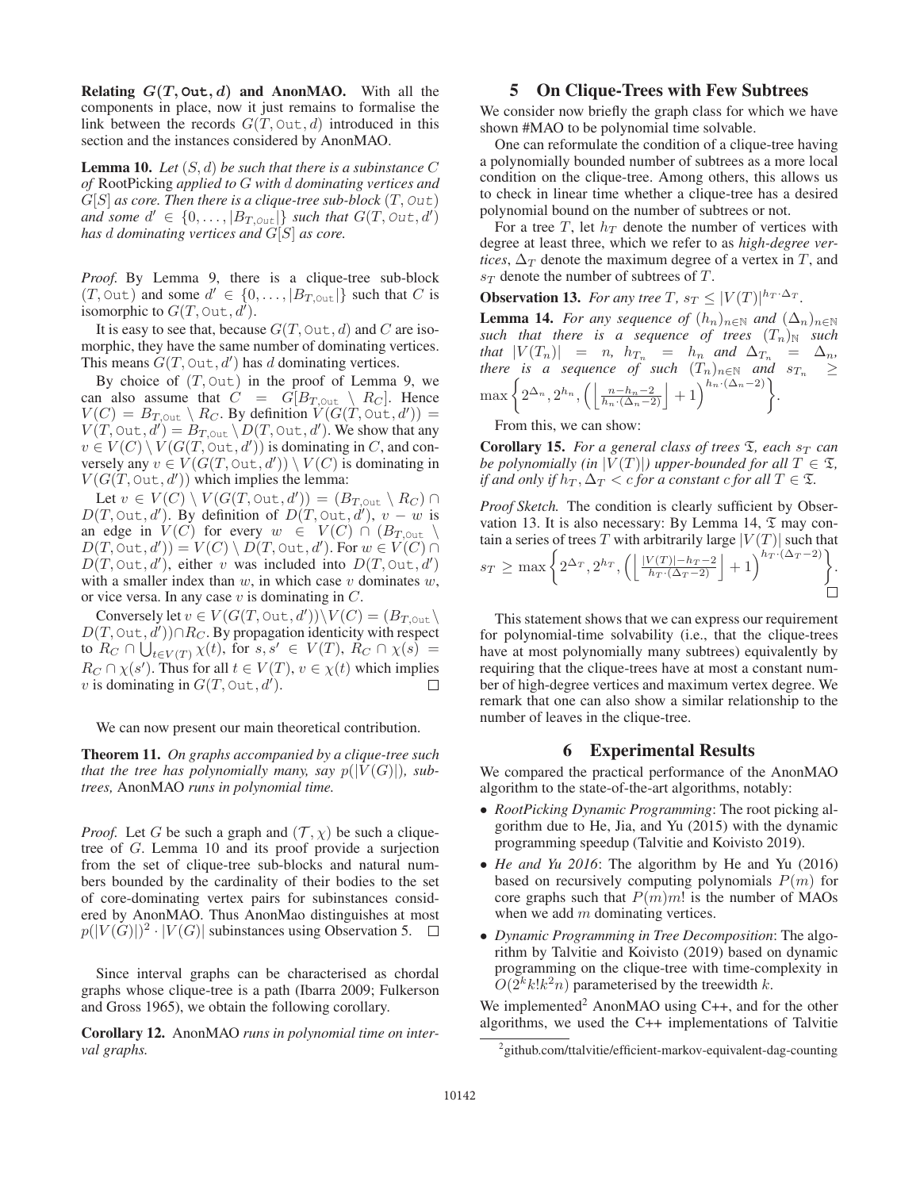**Relating $G(T, \texttt{Out}, d)$ and AnonMAO.** With all the components in place, now it just remains to formalise the link between the records $G(T, \texttt{Out}, d)$ introduced in this section and the instances considered by AnonMAO.

**Lemma 10.** *Let $(S, d)$ be such that there is a subinstance $C$ of* RootPicking *applied to $G$ with $d$ dominating vertices and $G[S]$ as core. Then there is a clique-tree sub-block $(T, \texttt{Out})$ and some $d' \in \{0, \ldots, |B_{T,\texttt{Out}}|\}$ such that $G(T, \texttt{Out}, d')$ has $d$ dominating vertices and $G[S]$ as core.*

*Proof.* By Lemma 9, there is a clique-tree sub-block $(T, \texttt{Out})$ and some $d' \in \{0, \ldots, |B_{T,\texttt{Out}}|\}$ such that $C$ is isomorphic to $G(T, \texttt{Out}, d')$.

It is easy to see that, because $G(T, \texttt{Out}, d)$ and $C$ are isomorphic, they have the same number of dominating vertices. This means $G(T, \texttt{Out}, d')$ has $d$ dominating vertices.

By choice of $(T, \texttt{Out})$ in the proof of Lemma 9, we can also assume that $C = G[B_{T,\texttt{Out}} \setminus R_C]$. Hence $V(C) = B_{T,\texttt{Out}} \setminus R_C$. By definition $V(G(T, \texttt{Out}, d')) = V(T, \texttt{Out}, d') = B_{T,\texttt{Out}} \setminus D(T, \texttt{Out}, d')$. We show that any $v \in V(C) \setminus V(G(T, \texttt{Out}, d'))$ is dominating in $C$, and conversely any $v \in V(G(T, \texttt{Out}, d')) \setminus V(C)$ is dominating in $V(G(T, \texttt{Out}, d'))$ which implies the lemma:

Let $v \in V(C) \setminus V(G(T, \texttt{Out}, d')) = (B_{T,\texttt{Out}} \setminus R_C) \cap D(T, \texttt{Out}, d')$. By definition of $D(T, \texttt{Out}, d')$, $v - w$ is an edge in $V(C)$ for every $w \in V(C) \cap (B_{T,\texttt{Out}} \setminus D(T, \texttt{Out}, d')) = V(C) \setminus D(T, \texttt{Out}, d')$. For $w \in V(C) \cap D(T, \texttt{Out}, d')$, either $v$ was included into $D(T, \texttt{Out}, d')$ with a smaller index than $w$, in which case $v$ dominates $w$, or vice versa. In any case $v$ is dominating in $C$.

Conversely let $v \in V(G(T, \texttt{Out}, d')) \setminus V(C) = (B_{T,\texttt{Out}} \setminus D(T, \texttt{Out}, d')) \cap R_C$. By propagation identicity with respect to $R_C \cap \bigcup_{t \in V(T)} \chi(t)$, for $s, s' \in V(T)$, $R_C \cap \chi(s) = R_C \cap \chi(s')$. Thus for all $t \in V(T)$, $v \in \chi(t)$ which implies $v$ is dominating in $G(T, \texttt{Out}, d')$. $\square$

We can now present our main theoretical contribution.

**Theorem 11.** *On graphs accompanied by a clique-tree such that the tree has polynomially many, say $p(|V(G)|)$, subtrees,* AnonMAO *runs in polynomial time.*

*Proof.* Let $G$ be such a graph and $(\mathcal{T}, \chi)$ be such a clique-tree of $G$. Lemma 10 and its proof provide a surjection from the set of clique-tree sub-blocks and natural numbers bounded by the cardinality of their bodies to the set of core-dominating vertex pairs for subinstances considered by AnonMAO. Thus AnonMAO distinguishes at most $p(|V(G)|)^2 \cdot |V(G)|$ subinstances using Observation 5. $\square$

Since interval graphs can be characterised as chordal graphs whose clique-tree is a path (Ibarra 2009; Fulkerson and Gross 1965), we obtain the following corollary.

**Corollary 12.** AnonMAO *runs in polynomial time on interval graphs.*

## 5 On Clique-Trees with Few Subtrees

We consider now briefly the graph class for which we have shown #MAO to be polynomial time solvable.

One can reformulate the condition of a clique-tree having a polynomially bounded number of subtrees as a more local condition on the clique-tree. Among others, this allows us to check in linear time whether a clique-tree has a desired polynomial bound on the number of subtrees or not.

For a tree $T$, let $h_T$ denote the number of vertices with degree at least three, which we refer to as *high-degree vertices*, $\Delta_T$ denote the maximum degree of a vertex in $T$, and $s_T$ denote the number of subtrees of $T$.

**Observation 13.** *For any tree $T$, $s_T \leq |V(T)|^{h_T \cdot \Delta_T}$.*

**Lemma 14.** *For any sequence of $(h_n)_{n\in\mathbb{N}}$ and $(\Delta_n)_{n\in\mathbb{N}}$ such that there is a sequence of trees $(T_n)_{\mathbb{N}}$ such that $|V(T_n)| = n$, $h_{T_n} = h_n$ and $\Delta_{T_n} = \Delta_n$, there is a sequence of such $(T_n)_{n\in\mathbb{N}}$ and $s_{T_n} \geq \max\left\{2^{\Delta_n}, 2^{h_n}, \left(\left\lfloor \frac{n-h_n-2}{h_n \cdot (\Delta_n - 2)} \right\rfloor + 1\right)^{h_n \cdot (\Delta_n - 2)}\right\}$.*

From this, we can show:

**Corollary 15.** *For a general class of trees $\mathfrak{T}$, each $s_T$ can be polynomially (in $|V(T)|$) upper-bounded for all $T \in \mathfrak{T}$, if and only if $h_T, \Delta_T < c$ for a constant $c$ for all $T \in \mathfrak{T}$.*

*Proof Sketch.* The condition is clearly sufficient by Observation 13. It is also necessary: By Lemma 14, $\mathfrak{T}$ may contain a series of trees $T$ with arbitrarily large $|V(T)|$ such that $s_T \geq \max\left\{2^{\Delta_T}, 2^{h_T}, \left(\left\lfloor \frac{|V(T)|-h_T-2}{h_T \cdot (\Delta_T - 2)} \right\rfloor + 1\right)^{h_T \cdot (\Delta_T - 2)}\right\}$. $\square$

This statement shows that we can express our requirement for polynomial-time solvability (i.e., that the clique-trees have at most polynomially many subtrees) equivalently by requiring that the clique-trees have at most a constant number of high-degree vertices and maximum vertex degree. We remark that one can also show a similar relationship to the number of leaves in the clique-tree.

## 6 Experimental Results

We compared the practical performance of the AnonMAO algorithm to the state-of-the-art algorithms, notably:

- *RootPicking Dynamic Programming*: The root picking algorithm due to He, Jia, and Yu (2015) with the dynamic programming speedup (Talvitie and Koivisto 2019).
- *He and Yu 2016*: The algorithm by He and Yu (2016) based on recursively computing polynomials $P(m)$ for core graphs such that $P(m)m!$ is the number of MAOs when we add $m$ dominating vertices.
- *Dynamic Programming in Tree Decomposition*: The algorithm by Talvitie and Koivisto (2019) based on dynamic programming on the clique-tree with time-complexity in $O(2^k k! k^2 n)$ parameterised by the treewidth $k$.

We implemented[2] AnonMAO using C++, and for the other algorithms, we used the C++ implementations of Talvitie

[2] github.com/ttalvitie/efficient-markov-equivalent-dag-counting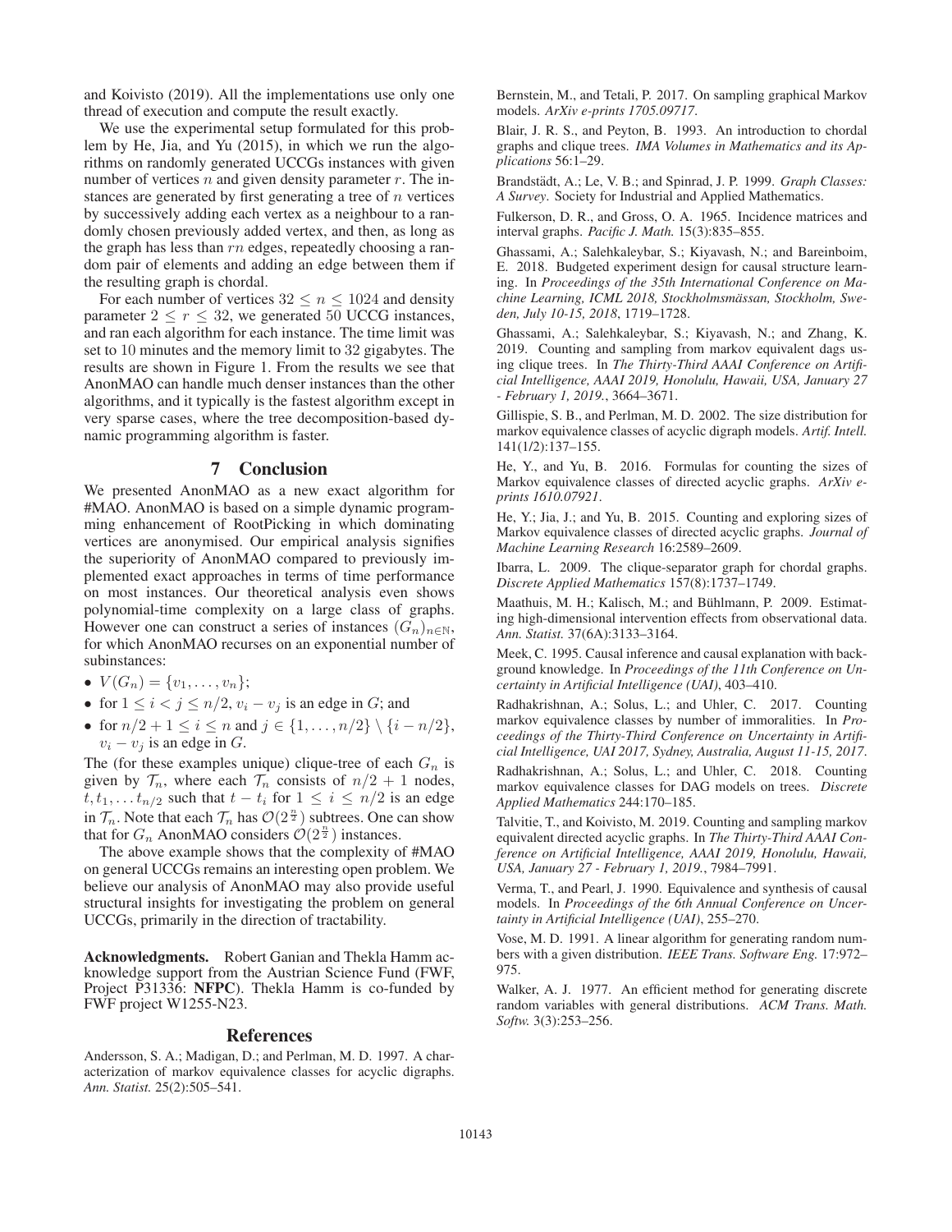and Koivisto (2019). All the implementations use only one thread of execution and compute the result exactly.

We use the experimental setup formulated for this problem by He, Jia, and Yu (2015), in which we run the algorithms on randomly generated UCCGs instances with given number of vertices $n$ and given density parameter $r$. The instances are generated by first generating a tree of $n$ vertices by successively adding each vertex as a neighbour to a randomly chosen previously added vertex, and then, as long as the graph has less than $rn$ edges, repeatedly choosing a random pair of elements and adding an edge between them if the resulting graph is chordal.

For each number of vertices $32 \leq n \leq 1024$ and density parameter $2 \leq r \leq 32$, we generated 50 UCCG instances, and ran each algorithm for each instance. The time limit was set to 10 minutes and the memory limit to 32 gigabytes. The results are shown in Figure 1. From the results we see that AnonMAO can handle much denser instances than the other algorithms, and it typically is the fastest algorithm except in very sparse cases, where the tree decomposition-based dynamic programming algorithm is faster.

## 7 Conclusion

We presented AnonMAO as a new exact algorithm for #MAO. AnonMAO is based on a simple dynamic programming enhancement of RootPicking in which dominating vertices are anonymised. Our empirical analysis signifies the superiority of AnonMAO compared to previously implemented exact approaches in terms of time performance on most instances. Our theoretical analysis even shows polynomial-time complexity on a large class of graphs. However one can construct a series of instances $(G_n)_{n\in\mathbb{N}}$, for which AnonMAO recurses on an exponential number of subinstances:

- $V(G_n) = \{v_1, \ldots, v_n\}$;
- for $1 \leq i < j \leq n/2$, $v_i - v_j$ is an edge in $G$; and
- for $n/2 + 1 \leq i \leq n$ and $j \in \{1, \ldots, n/2\} \setminus \{i - n/2\}$, $v_i - v_j$ is an edge in $G$.

The (for these examples unique) clique-tree of each $G_n$ is given by $\mathcal{T}_n$, where each $\mathcal{T}_n$ consists of $n/2 + 1$ nodes, $t, t_1, \ldots t_{n/2}$ such that $t - t_i$ for $1 \leq i \leq n/2$ is an edge in $\mathcal{T}_n$. Note that each $\mathcal{T}_n$ has $\mathcal{O}(2^{\frac{n}{2}})$ subtrees. One can show that for $G_n$ AnonMAO considers $\mathcal{O}(2^{\frac{n}{2}})$ instances.

The above example shows that the complexity of #MAO on general UCCGs remains an interesting open problem. We believe our analysis of AnonMAO may also provide useful structural insights for investigating the problem on general UCCGs, primarily in the direction of tractability.

**Acknowledgments.** Robert Ganian and Thekla Hamm acknowledge support from the Austrian Science Fund (FWF, Project P31336: **NFPC**). Thekla Hamm is co-funded by FWF project W1255-N23.

## References

Andersson, S. A.; Madigan, D.; and Perlman, M. D. 1997. A characterization of markov equivalence classes for acyclic digraphs. *Ann. Statist.* 25(2):505–541.

Bernstein, M., and Tetali, P. 2017. On sampling graphical Markov models. *ArXiv e-prints 1705.09717*.

Blair, J. R. S., and Peyton, B. 1993. An introduction to chordal graphs and clique trees. *IMA Volumes in Mathematics and its Applications* 56:1–29.

Brandstädt, A.; Le, V. B.; and Spinrad, J. P. 1999. *Graph Classes: A Survey*. Society for Industrial and Applied Mathematics.

Fulkerson, D. R., and Gross, O. A. 1965. Incidence matrices and interval graphs. *Pacific J. Math.* 15(3):835–855.

Ghassami, A.; Salehkaleybar, S.; Kiyavash, N.; and Bareinboim, E. 2018. Budgeted experiment design for causal structure learning. In *Proceedings of the 35th International Conference on Machine Learning, ICML 2018, Stockholmsmässan, Stockholm, Sweden, July 10-15, 2018*, 1719–1728.

Ghassami, A.; Salehkaleybar, S.; Kiyavash, N.; and Zhang, K. 2019. Counting and sampling from markov equivalent dags using clique trees. In *The Thirty-Third AAAI Conference on Artificial Intelligence, AAAI 2019, Honolulu, Hawaii, USA, January 27 - February 1, 2019.*, 3664–3671.

Gillispie, S. B., and Perlman, M. D. 2002. The size distribution for markov equivalence classes of acyclic digraph models. *Artif. Intell.* 141(1/2):137–155.

He, Y., and Yu, B. 2016. Formulas for counting the sizes of Markov equivalence classes of directed acyclic graphs. *ArXiv e-prints 1610.07921*.

He, Y.; Jia, J.; and Yu, B. 2015. Counting and exploring sizes of Markov equivalence classes of directed acyclic graphs. *Journal of Machine Learning Research* 16:2589–2609.

Ibarra, L. 2009. The clique-separator graph for chordal graphs. *Discrete Applied Mathematics* 157(8):1737–1749.

Maathuis, M. H.; Kalisch, M.; and Bühlmann, P. 2009. Estimating high-dimensional intervention effects from observational data. *Ann. Statist.* 37(6A):3133–3164.

Meek, C. 1995. Causal inference and causal explanation with background knowledge. In *Proceedings of the 11th Conference on Uncertainty in Artificial Intelligence (UAI)*, 403–410.

Radhakrishnan, A.; Solus, L.; and Uhler, C. 2017. Counting markov equivalence classes by number of immoralities. In *Proceedings of the Thirty-Third Conference on Uncertainty in Artificial Intelligence, UAI 2017, Sydney, Australia, August 11-15, 2017*.

Radhakrishnan, A.; Solus, L.; and Uhler, C. 2018. Counting markov equivalence classes for DAG models on trees. *Discrete Applied Mathematics* 244:170–185.

Talvitie, T., and Koivisto, M. 2019. Counting and sampling markov equivalent directed acyclic graphs. In *The Thirty-Third AAAI Conference on Artificial Intelligence, AAAI 2019, Honolulu, Hawaii, USA, January 27 - February 1, 2019.*, 7984–7991.

Verma, T., and Pearl, J. 1990. Equivalence and synthesis of causal models. In *Proceedings of the 6th Annual Conference on Uncertainty in Artificial Intelligence (UAI)*, 255–270.

Vose, M. D. 1991. A linear algorithm for generating random numbers with a given distribution. *IEEE Trans. Software Eng.* 17:972–975.

Walker, A. J. 1977. An efficient method for generating discrete random variables with general distributions. *ACM Trans. Math. Softw.* 3(3):253–256.